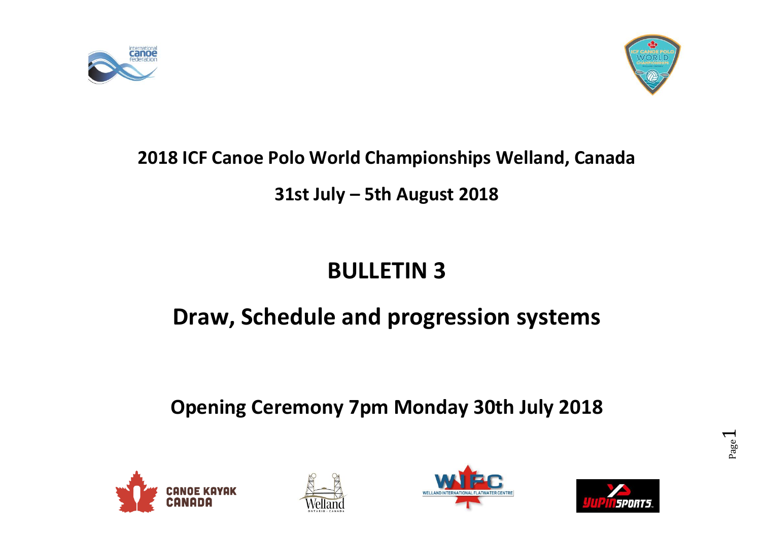**2018 ICF Canoe Polo World Championships Welland, Canada**

**31st July – 5th August 2018**

# BULLETIN 3

## Draw, Schedule and progression systems

**Opening Ceremony 7pm Monday 30th July 2018**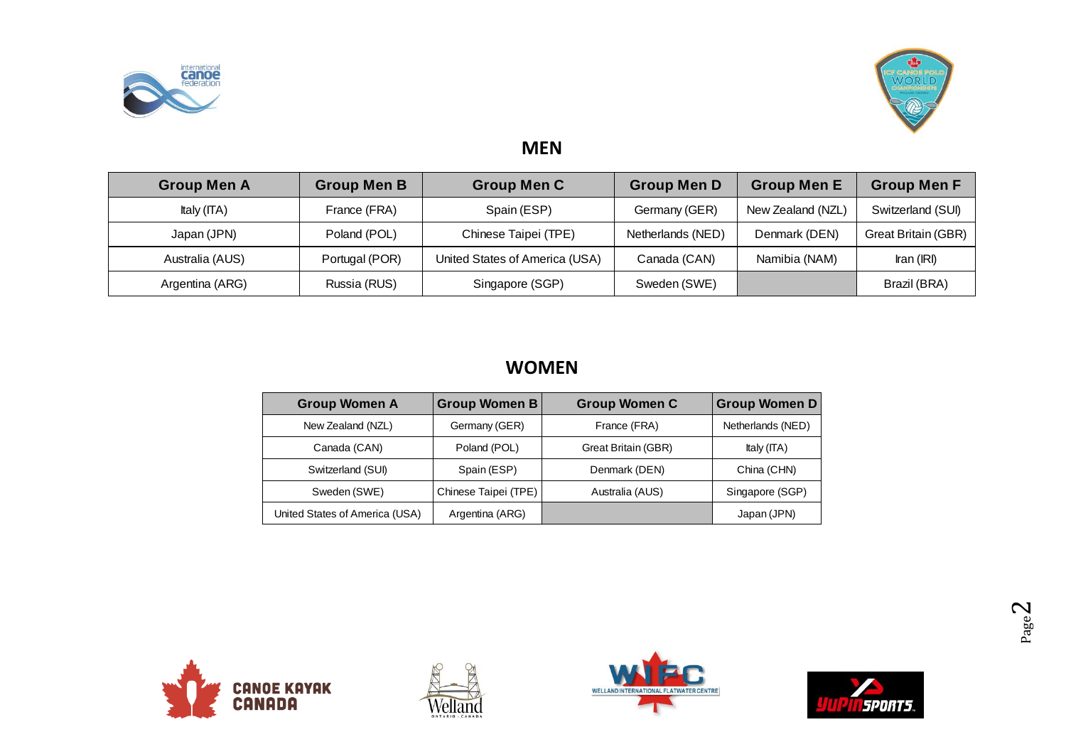## MEN

| Group Men A | Group Men B | Group Men C | Group Men D | Group Men E | Group Men F |
|---|---|---|---|---|---|
| Italy (ITA) | France (FRA) | Spain (ESP) | Germany (GER) | New Zealand (NZL) | Switzerland (SUI) |
| Japan (JPN) | Poland (POL) | Chinese Taipei (TPE) | Netherlands (NED) | Denmark (DEN) | Great Britain (GBR) |
| Australia (AUS) | Portugal (POR) | United States of America (USA) | Canada (CAN) | Namibia (NAM) | Iran (IRI) |
| Argentina (ARG) | Russia (RUS) | Singapore (SGP) | Sweden (SWE) | | Brazil (BRA) |

## WOMEN

| Group Women A | Group Women B | Group Women C | Group Women D |
|---|---|---|---|
| New Zealand (NZL) | Germany (GER) | France (FRA) | Netherlands (NED) |
| Canada (CAN) | Poland (POL) | Great Britain (GBR) | Italy (ITA) |
| Switzerland (SUI) | Spain (ESP) | Denmark (DEN) | China (CHN) |
| Sweden (SWE) | Chinese Taipei (TPE) | Australia (AUS) | Singapore (SGP) |
| United States of America (USA) | Argentina (ARG) | | Japan (JPN) |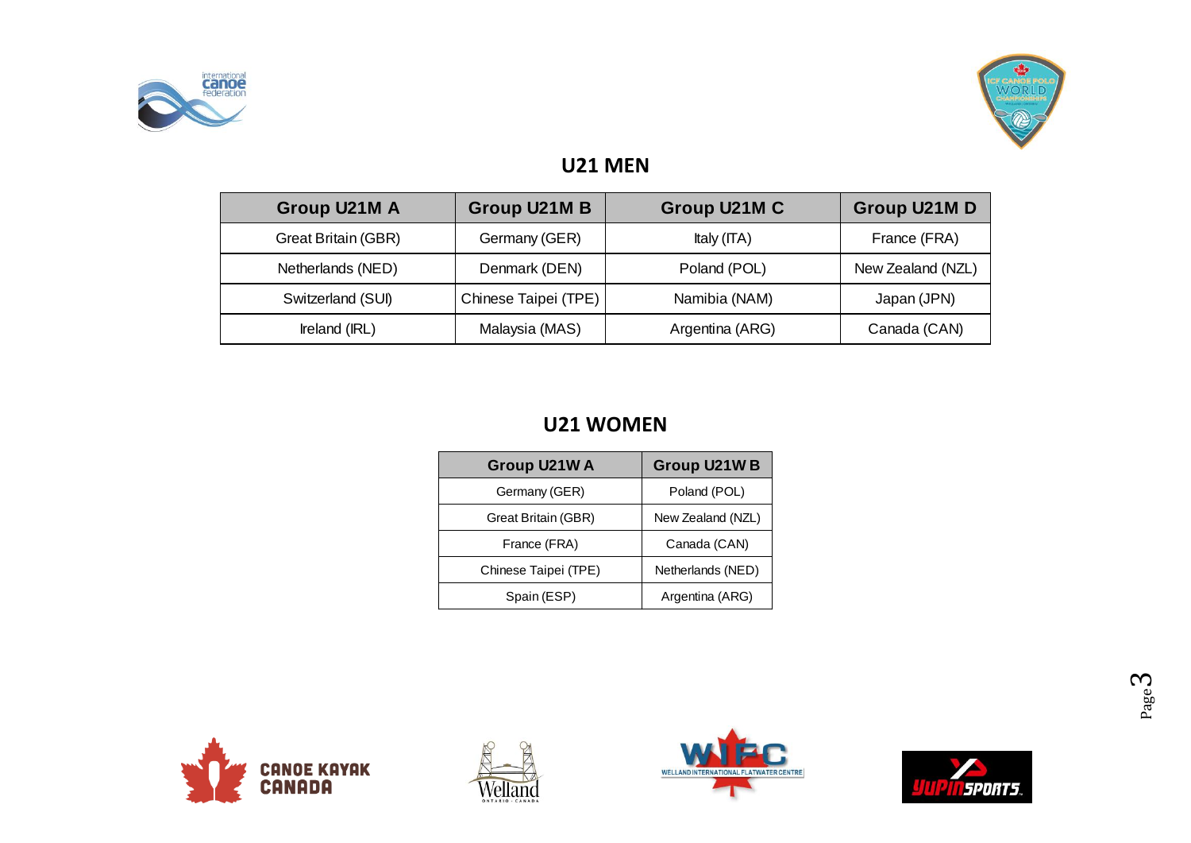## U21 MEN

| Group U21M A | Group U21M B | Group U21M C | Group U21M D |
|---|---|---|---|
| Great Britain (GBR) | Germany (GER) | Italy (ITA) | France (FRA) |
| Netherlands (NED) | Denmark (DEN) | Poland (POL) | New Zealand (NZL) |
| Switzerland (SUI) | Chinese Taipei (TPE) | Namibia (NAM) | Japan (JPN) |
| Ireland (IRL) | Malaysia (MAS) | Argentina (ARG) | Canada (CAN) |

## U21 WOMEN

| Group U21W A | Group U21W B |
|---|---|
| Germany (GER) | Poland (POL) |
| Great Britain (GBR) | New Zealand (NZL) |
| France (FRA) | Canada (CAN) |
| Chinese Taipei (TPE) | Netherlands (NED) |
| Spain (ESP) | Argentina (ARG) |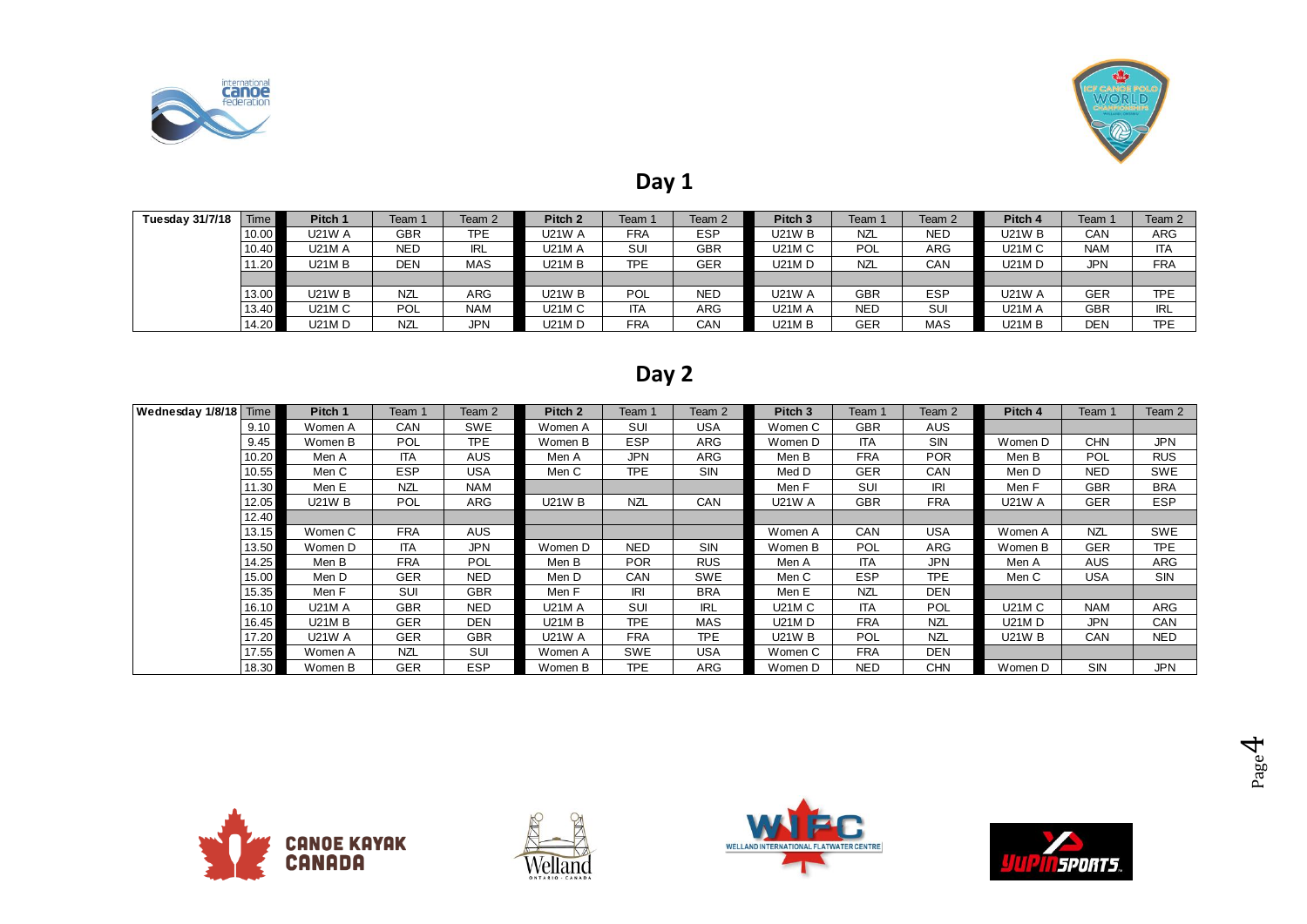## Day 1

| Tuesday 31/7/18 | Time | Pitch 1 | Team 1 | Team 2 | Pitch 2 | Team 1 | Team 2 | Pitch 3 | Team 1 | Team 2 | Pitch 4 | Team 1 | Team 2 |
|---|---|---|---|---|---|---|---|---|---|---|---|---|---|
| | 10.00 | U21W A | GBR | TPE | U21W A | FRA | ESP | U21W B | NZL | NED | U21W B | CAN | ARG |
| | 10.40 | U21M A | NED | IRL | U21M A | SUI | GBR | U21M C | POL | ARG | U21M C | NAM | ITA |
| | 11.20 | U21M B | DEN | MAS | U21M B | TPE | GER | U21M D | NZL | CAN | U21M D | JPN | FRA |
| | | | | | | | | | | | | | |
| | 13.00 | U21W B | NZL | ARG | U21W B | POL | NED | U21W A | GBR | ESP | U21W A | GER | TPE |
| | 13.40 | U21M C | POL | NAM | U21M C | ITA | ARG | U21M A | NED | SUI | U21M A | GBR | IRL |
| | 14.20 | U21M D | NZL | JPN | U21M D | FRA | CAN | U21M B | GER | MAS | U21M B | DEN | TPE |

## Day 2

| Wednesday 1/8/18 | Time | Pitch 1 | Team 1 | Team 2 | Pitch 2 | Team 1 | Team 2 | Pitch 3 | Team 1 | Team 2 | Pitch 4 | Team 1 | Team 2 |
|---|---|---|---|---|---|---|---|---|---|---|---|---|---|
| | 9.10 | Women A | CAN | SWE | Women A | SUI | USA | Women C | GBR | AUS | | | |
| | 9.45 | Women B | POL | TPE | Women B | ESP | ARG | Women D | ITA | SIN | Women D | CHN | JPN |
| | 10.20 | Men A | ITA | AUS | Men A | JPN | ARG | Men B | FRA | POR | Men B | POL | RUS |
| | 10.55 | Men C | ESP | USA | Men C | TPE | SIN | Med D | GER | CAN | Men D | NED | SWE |
| | 11.30 | Men E | NZL | NAM | | | | Men F | SUI | IRI | Men F | GBR | BRA |
| | 12.05 | U21W B | POL | ARG | U21W B | NZL | CAN | U21W A | GBR | FRA | U21W A | GER | ESP |
| | 12.40 | | | | | | | | | | | | |
| | 13.15 | Women C | FRA | AUS | | | | Women A | CAN | USA | Women A | NZL | SWE |
| | 13.50 | Women D | ITA | JPN | Women D | NED | SIN | Women B | POL | ARG | Women B | GER | TPE |
| | 14.25 | Men B | FRA | POL | Men B | POR | RUS | Men A | ITA | JPN | Men A | AUS | ARG |
| | 15.00 | Men D | GER | NED | Men D | CAN | SWE | Men C | ESP | TPE | Men C | USA | SIN |
| | 15.35 | Men F | SUI | GBR | Men F | IRI | BRA | Men E | NZL | DEN | | | |
| | 16.10 | U21M A | GBR | NED | U21M A | SUI | IRL | U21M C | ITA | POL | U21M C | NAM | ARG |
| | 16.45 | U21M B | GER | DEN | U21M B | TPE | MAS | U21M D | FRA | NZL | U21M D | JPN | CAN |
| | 17.20 | U21W A | GER | GBR | U21W A | FRA | TPE | U21W B | POL | NZL | U21W B | CAN | NED |
| | 17.55 | Women A | NZL | SUI | Women A | SWE | USA | Women C | FRA | DEN | | | |
| | 18.30 | Women B | GER | ESP | Women B | TPE | ARG | Women D | NED | CHN | Women D | SIN | JPN |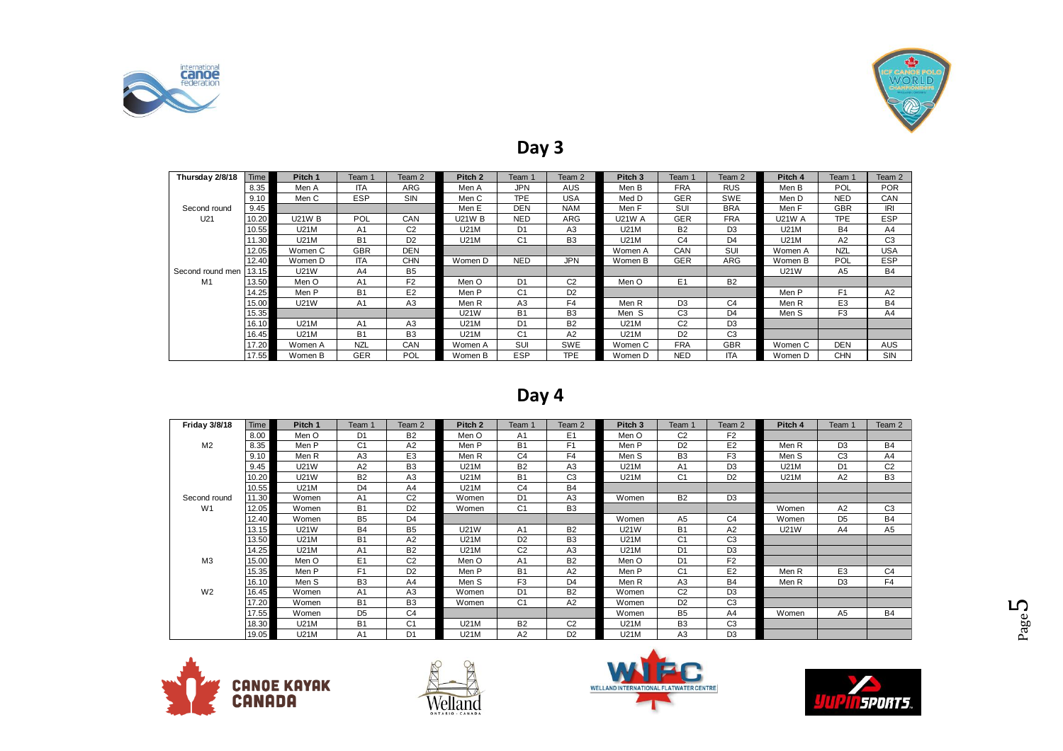## Day 3

| Thursday 2/8/18 | Time | Pitch 1 | Team 1 | Team 2 | Pitch 2 | Team 1 | Team 2 | Pitch 3 | Team 1 | Team 2 | Pitch 4 | Team 1 | Team 2 |
|---|---|---|---|---|---|---|---|---|---|---|---|---|---|
| | 8.35 | Men A | ITA | ARG | Men A | JPN | AUS | Men B | FRA | RUS | Men B | POL | POR |
| | 9.10 | Men C | ESP | SIN | Men C | TPE | USA | Med D | GER | SWE | Men D | NED | CAN |
| Second round | 9.45 | | | | Men E | DEN | NAM | Men F | SUI | BRA | Men F | GBR | IRI |
| U21 | 10.20 | U21W B | POL | CAN | U21W B | NED | ARG | U21W A | GER | FRA | U21W A | TPE | ESP |
| | 10.55 | U21M | A1 | C2 | U21M | D1 | A3 | U21M | B2 | D3 | U21M | B4 | A4 |
| | 11.30 | U21M | B1 | D2 | U21M | C1 | B3 | U21M | C4 | D4 | U21M | A2 | C3 |
| | 12.05 | Women C | GBR | DEN | | | | Women A | CAN | SUI | Women A | NZL | USA |
| | 12.40 | Women D | ITA | CHN | Women D | NED | JPN | Women B | GER | ARG | Women B | POL | ESP |
| Second round men | 13.15 | U21W | A4 | B5 | | | | | | | U21W | A5 | B4 |
| M1 | 13.50 | Men O | A1 | F2 | Men O | D1 | C2 | Men O | E1 | B2 | | | |
| | 14.25 | Men P | B1 | E2 | Men P | C1 | D2 | | | | Men P | F1 | A2 |
| | 15.00 | U21W | A1 | A3 | Men R | A3 | F4 | Men R | D3 | C4 | Men R | E3 | B4 |
| | 15.35 | | | | U21W | B1 | B3 | Men S | C3 | D4 | Men S | F3 | A4 |
| | 16.10 | U21M | A1 | A3 | U21M | D1 | B2 | U21M | C2 | D3 | | | |
| | 16.45 | U21M | B1 | B3 | U21M | C1 | A2 | U21M | D2 | C3 | | | |
| | 17.20 | Women A | NZL | CAN | Women A | SUI | SWE | Women C | FRA | GBR | Women C | DEN | AUS |
| | 17.55 | Women B | GER | POL | Women B | ESP | TPE | Women D | NED | ITA | Women D | CHN | SIN |

## Day 4

| Friday 3/8/18 | Time | Pitch 1 | Team 1 | Team 2 | Pitch 2 | Team 1 | Team 2 | Pitch 3 | Team 1 | Team 2 | Pitch 4 | Team 1 | Team 2 |
|---|---|---|---|---|---|---|---|---|---|---|---|---|---|
| | 8.00 | Men O | D1 | B2 | Men O | A1 | E1 | Men O | C2 | F2 | | | |
| M2 | 8.35 | Men P | C1 | A2 | Men P | B1 | F1 | Men P | D2 | E2 | Men R | D3 | B4 |
| | 9.10 | Men R | A3 | E3 | Men R | C4 | F4 | Men S | B3 | F3 | Men S | C3 | A4 |
| | 9.45 | U21W | A2 | B3 | U21M | B2 | A3 | U21M | A1 | D3 | U21M | D1 | C2 |
| | 10.20 | U21W | B2 | A3 | U21M | B1 | C3 | U21M | C1 | D2 | U21M | A2 | B3 |
| | 10.55 | U21M | D4 | A4 | U21M | C4 | B4 | | | | | | |
| Second round | 11.30 | Women | A1 | C2 | Women | D1 | A3 | Women | B2 | D3 | | | |
| W1 | 12.05 | Women | B1 | D2 | Women | C1 | B3 | | | | Women | A2 | C3 |
| | 12.40 | Women | B5 | D4 | | | | Women | A5 | C4 | Women | D5 | B4 |
| | 13.15 | U21W | B4 | B5 | U21W | A1 | B2 | U21W | B1 | A2 | U21W | A4 | A5 |
| | 13.50 | U21M | B1 | A2 | U21M | D2 | B3 | U21M | C1 | C3 | | | |
| | 14.25 | U21M | A1 | B2 | U21M | C2 | A3 | U21M | D1 | D3 | | | |
| M3 | 15.00 | Men O | E1 | C2 | Men O | A1 | B2 | Men O | D1 | F2 | | | |
| | 15.35 | Men P | F1 | D2 | Men P | B1 | A2 | Men P | C1 | E2 | Men R | E3 | C4 |
| | 16.10 | Men S | B3 | A4 | Men S | F3 | D4 | Men R | A3 | B4 | Men R | D3 | F4 |
| W2 | 16.45 | Women | A1 | A3 | Women | D1 | B2 | Women | C2 | D3 | | | |
| | 17.20 | Women | B1 | B3 | Women | C1 | A2 | Women | D2 | C3 | | | |
| | 17.55 | Women | D5 | C4 | | | | Women | B5 | A4 | Women | A5 | B4 |
| | 18.30 | U21M | B1 | C1 | U21M | B2 | C2 | U21M | B3 | C3 | | | |
| | 19.05 | U21M | A1 | D1 | U21M | A2 | D2 | U21M | A3 | D3 | | | |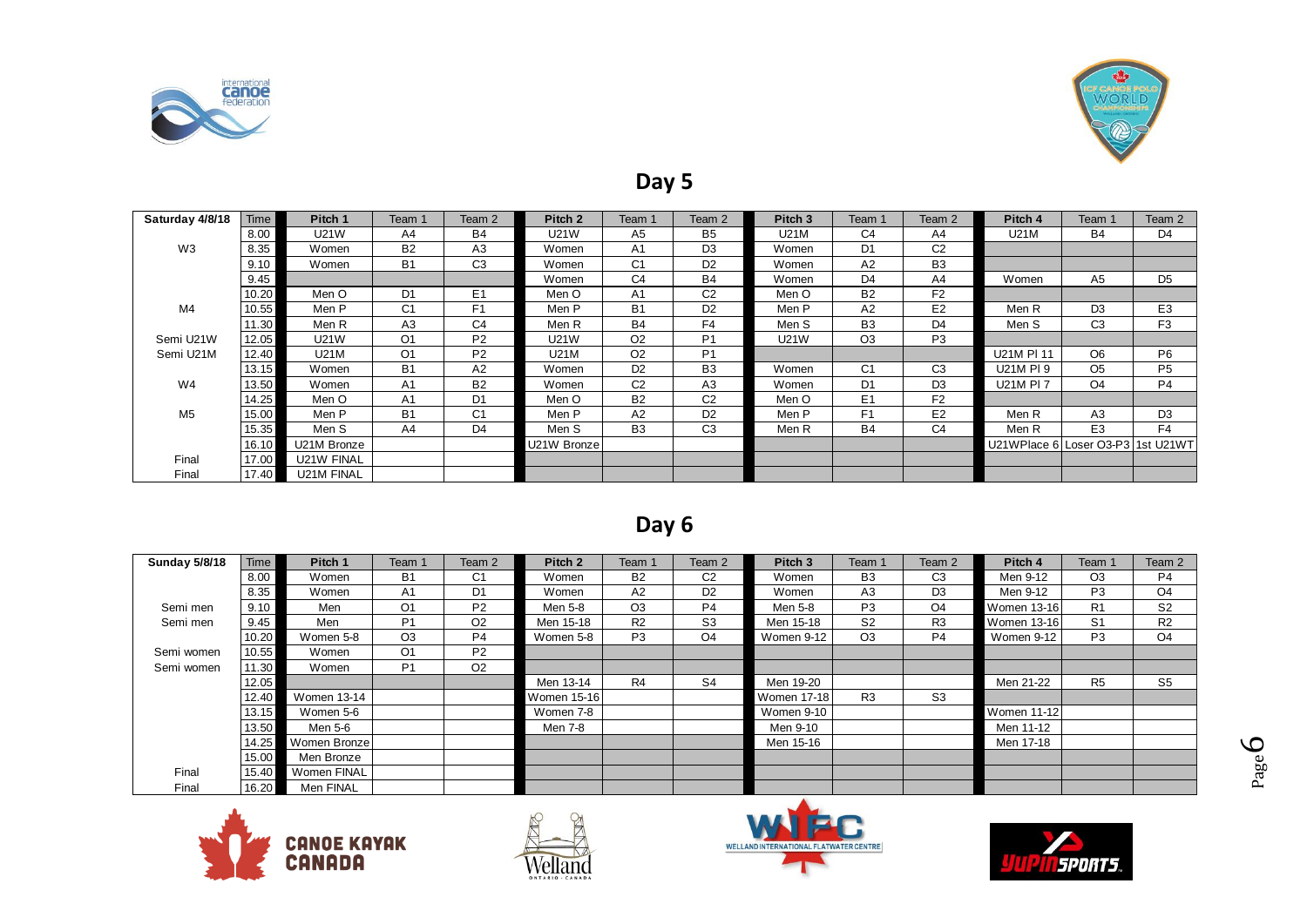## Day 5

| Saturday 4/8/18 | Time | Pitch 1 | Team 1 | Team 2 | Pitch 2 | Team 1 | Team 2 | Pitch 3 | Team 1 | Team 2 | Pitch 4 | Team 1 | Team 2 |
|---|---|---|---|---|---|---|---|---|---|---|---|---|---|
| | 8.00 | U21W | A4 | B4 | U21W | A5 | B5 | U21M | C4 | A4 | U21M | B4 | D4 |
| W3 | 8.35 | Women | B2 | A3 | Women | A1 | D3 | Women | D1 | C2 | | | |
| | 9.10 | Women | B1 | C3 | Women | C1 | D2 | Women | A2 | B3 | | | |
| | 9.45 | | | | Women | C4 | B4 | Women | D4 | A4 | Women | A5 | D5 |
| | 10.20 | Men O | D1 | E1 | Men O | A1 | C2 | Men O | B2 | F2 | | | |
| M4 | 10.55 | Men P | C1 | F1 | Men P | B1 | D2 | Men P | A2 | E2 | Men R | D3 | E3 |
| | 11.30 | Men R | A3 | C4 | Men R | B4 | F4 | Men S | B3 | D4 | Men S | C3 | F3 |
| Semi U21W | 12.05 | U21W | O1 | P2 | U21W | O2 | P1 | U21W | O3 | P3 | | | |
| Semi U21M | 12.40 | U21M | O1 | P2 | U21M | O2 | P1 | | | | U21M Pl 11 | O6 | P6 |
| | 13.15 | Women | B1 | A2 | Women | D2 | B3 | Women | C1 | C3 | U21M Pl 9 | O5 | P5 |
| W4 | 13.50 | Women | A1 | B2 | Women | C2 | A3 | Women | D1 | D3 | U21M Pl 7 | O4 | P4 |
| | 14.25 | Men O | A1 | D1 | Men O | B2 | C2 | Men O | E1 | F2 | | | |
| M5 | 15.00 | Men P | B1 | C1 | Men P | A2 | D2 | Men P | F1 | E2 | Men R | A3 | D3 |
| | 15.35 | Men S | A4 | D4 | Men S | B3 | C3 | Men R | B4 | C4 | Men R | E3 | F4 |
| | 16.10 | U21M Bronze | | | U21W Bronze | | | | | | U21WPlace 6 | Loser O3-P3 | 1st U21WT |
| Final | 17.00 | U21W FINAL | | | | | | | | | | | |
| Final | 17.40 | U21M FINAL | | | | | | | | | | | |

## Day 6

| Sunday 5/8/18 | Time | Pitch 1 | Team 1 | Team 2 | Pitch 2 | Team 1 | Team 2 | Pitch 3 | Team 1 | Team 2 | Pitch 4 | Team 1 | Team 2 |
|---|---|---|---|---|---|---|---|---|---|---|---|---|---|
| | 8.00 | Women | B1 | C1 | Women | B2 | C2 | Women | B3 | C3 | Men 9-12 | O3 | P4 |
| | 8.35 | Women | A1 | D1 | Women | A2 | D2 | Women | A3 | D3 | Men 9-12 | P3 | O4 |
| Semi men | 9.10 | Men | O1 | P2 | Men 5-8 | O3 | P4 | Men 5-8 | P3 | O4 | Women 13-16 | R1 | S2 |
| Semi men | 9.45 | Men | P1 | O2 | Men 15-18 | R2 | S3 | Men 15-18 | S2 | R3 | Women 13-16 | S1 | R2 |
| | 10.20 | Women 5-8 | O3 | P4 | Women 5-8 | P3 | O4 | Women 9-12 | O3 | P4 | Women 9-12 | P3 | O4 |
| Semi women | 10.55 | Women | O1 | P2 | | | | | | | | | |
| Semi women | 11.30 | Women | P1 | O2 | | | | | | | | | |
| | 12.05 | | | | Men 13-14 | R4 | S4 | Men 19-20 | | | Men 21-22 | R5 | S5 |
| | 12.40 | Women 13-14 | | | Women 15-16 | | | Women 17-18 | R3 | S3 | | | |
| | 13.15 | Women 5-6 | | | Women 7-8 | | | Women 9-10 | | | Women 11-12 | | |
| | 13.50 | Men 5-6 | | | Men 7-8 | | | Men 9-10 | | | Men 11-12 | | |
| | 14.25 | Women Bronze | | | | | | Men 15-16 | | | Men 17-18 | | |
| | 15.00 | Men Bronze | | | | | | | | | | | |
| Final | 15.40 | Women FINAL | | | | | | | | | | | |
| Final | 16.20 | Men FINAL | | | | | | | | | | | |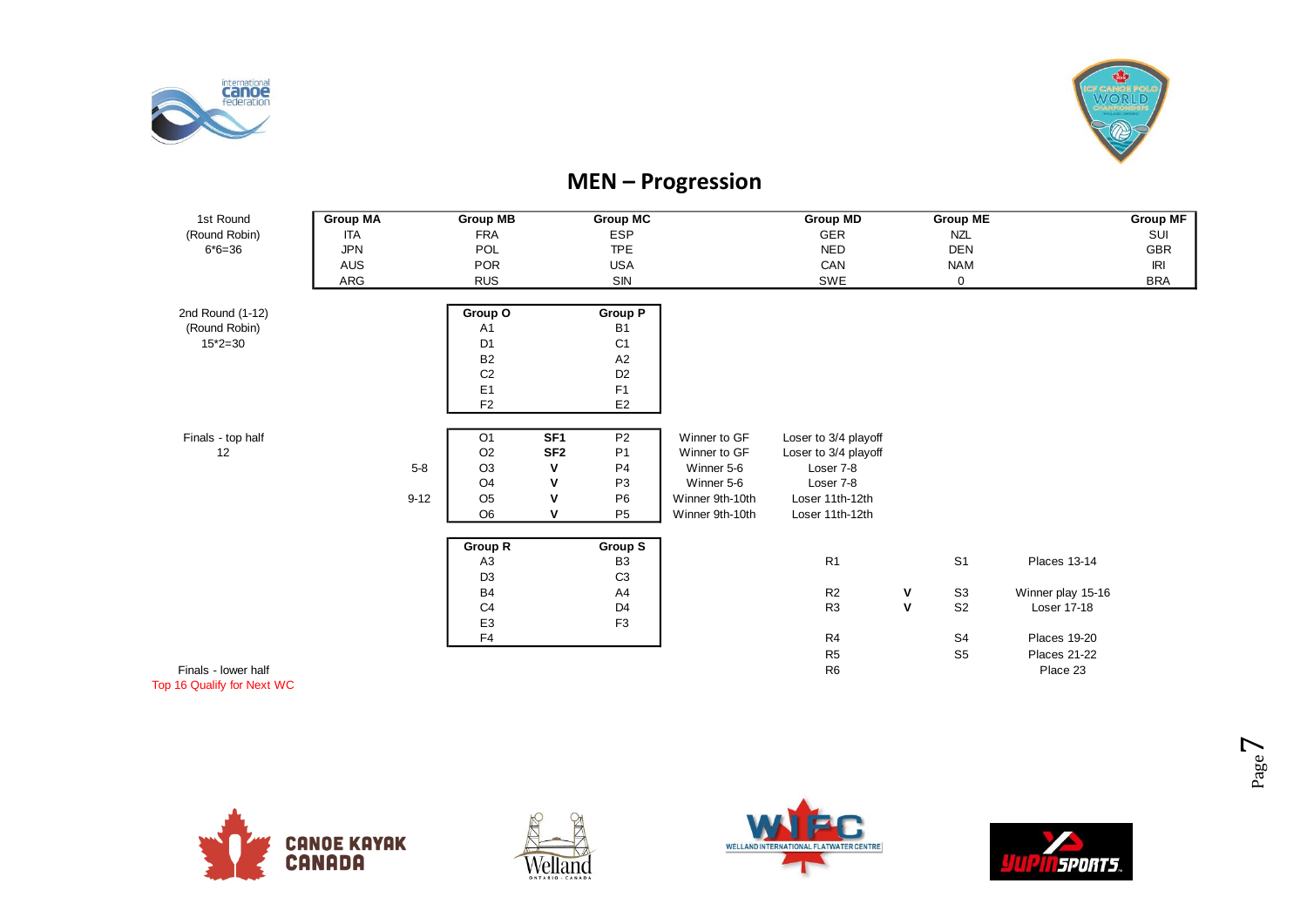# MEN – Progression

**1st Round (Round Robin) 6*6=36**

| Group MA | Group MB | Group MC | Group MD | Group ME | Group MF |
|---|---|---|---|---|---|
| ITA | FRA | ESP | GER | NZL | SUI |
| JPN | POL | TPE | NED | DEN | GBR |
| AUS | POR | USA | CAN | NAM | IRI |
| ARG | RUS | SIN | SWE | 0 | BRA |

**2nd Round (1-12) (Round Robin) 15*2=30**

| Group O | Group P |
|---|---|
| A1 | B1 |
| D1 | C1 |
| B2 | A2 |
| C2 | D2 |
| E1 | F1 |
| F2 | E2 |

**Finals - top half 12**

| | | | | | |
|---|---|---|---|---|---|
| | O1 | SF1 | P2 | Winner to GF | Loser to 3/4 playoff |
| | O2 | SF2 | P1 | Winner to GF | Loser to 3/4 playoff |
| 5-8 | O3 | V | P4 | Winner 5-6 | Loser 7-8 |
| | O4 | V | P3 | Winner 5-6 | Loser 7-8 |
| 9-12 | O5 | V | P6 | Winner 9th-10th | Loser 11th-12th |
| | O6 | V | P5 | Winner 9th-10th | Loser 11th-12th |

| Group R | Group S |
|---|---|
| A3 | B3 |
| D3 | C3 |
| B4 | A4 |
| C4 | D4 |
| E3 | F3 |
| F4 | |

| | | | |
|---|---|---|---|
| R1 | | S1 | Places 13-14 |
| R2 | V | S3 | Winner play 15-16 |
| R3 | V | S2 | Loser 17-18 |
| R4 | | S4 | Places 19-20 |
| R5 | | S5 | Places 21-22 |
| R6 | | | Place 23 |

Finals - lower half

Top 16 Qualify for Next WC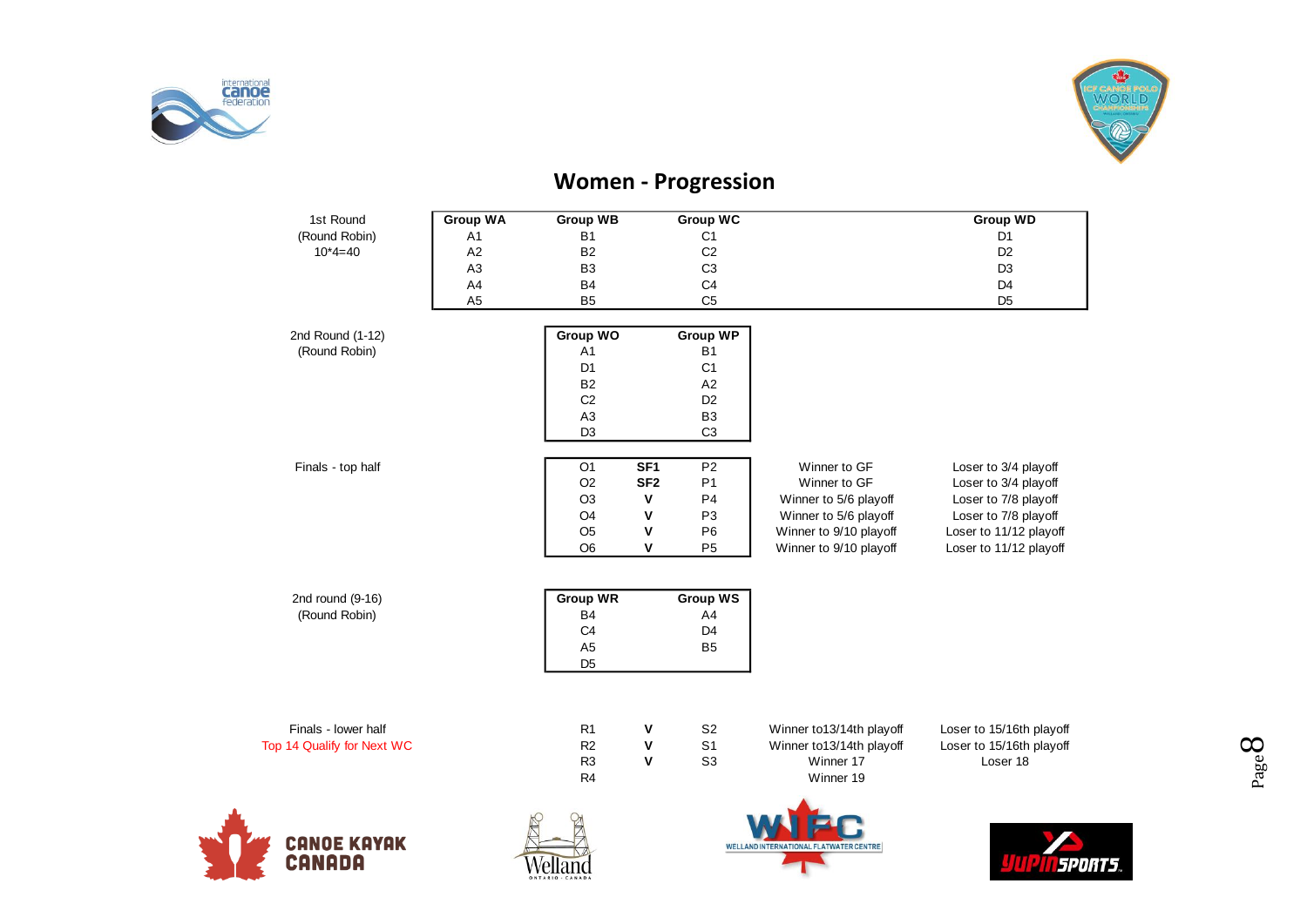## Women - Progression

| 1st Round (Round Robin) 10*4=40 | Group WA | Group WB | | Group WC | | Group WD |
|---|---|---|---|---|---|---|
| | A1 | B1 | | C1 | | D1 |
| | A2 | B2 | | C2 | | D2 |
| | A3 | B3 | | C3 | | D3 |
| | A4 | B4 | | C4 | | D4 |
| | A5 | B5 | | C5 | | D5 |

| 2nd Round (1-12) (Round Robin) | Group WO | Group WP |
|---|---|---|
| | A1 | B1 |
| | D1 | C1 |
| | B2 | A2 |
| | C2 | D2 |
| | A3 | B3 |
| | D3 | C3 |

| Finals - top half | | | | | |
|---|---|---|---|---|---|
| | O1 | SF1 | P2 | Winner to GF | Loser to 3/4 playoff |
| | O2 | SF2 | P1 | Winner to GF | Loser to 3/4 playoff |
| | O3 | V | P4 | Winner to 5/6 playoff | Loser to 7/8 playoff |
| | O4 | V | P3 | Winner to 5/6 playoff | Loser to 7/8 playoff |
| | O5 | V | P6 | Winner to 9/10 playoff | Loser to 11/12 playoff |
| | O6 | V | P5 | Winner to 9/10 playoff | Loser to 11/12 playoff |

| 2nd round (9-16) (Round Robin) | Group WR | Group WS |
|---|---|---|
| | B4 | A4 |
| | C4 | D4 |
| | A5 | B5 |
| | D5 | |

| Finals - lower half | | | | | |
|---|---|---|---|---|---|
| Top 14 Qualify for Next WC | R1 | V | S2 | Winner to13/14th playoff | Loser to 15/16th playoff |
| | R2 | V | S1 | Winner to13/14th playoff | Loser to 15/16th playoff |
| | R3 | V | S3 | Winner 17 | Loser 18 |
| | R4 | | | Winner 19 | |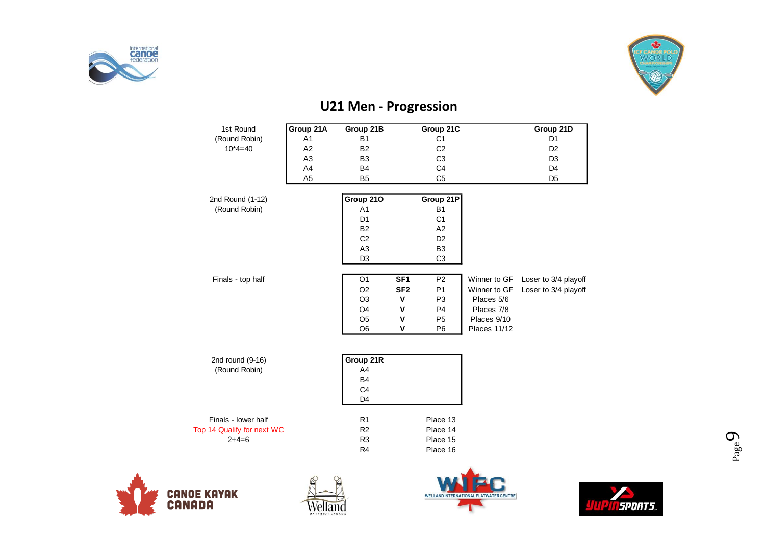## U21 Men - Progression

**1st Round** (Round Robin) 10*4=40

| Group 21A | Group 21B | Group 21C | Group 21D |
|---|---|---|---|
| A1 | B1 | C1 | D1 |
| A2 | B2 | C2 | D2 |
| A3 | B3 | C3 | D3 |
| A4 | B4 | C4 | D4 |
| A5 | B5 | C5 | D5 |

**2nd Round (1-12)** (Round Robin)

| Group 21O | Group 21P |
|---|---|
| A1 | B1 |
| D1 | C1 |
| B2 | A2 |
| C2 | D2 |
| A3 | B3 |
| D3 | C3 |

**Finals - top half**

| | | | | |
|---|---|---|---|---|
| O1 | **SF1** | P2 | Winner to GF | Loser to 3/4 playoff |
| O2 | **SF2** | P1 | Winner to GF | Loser to 3/4 playoff |
| O3 | **V** | P3 | Places 5/6 | |
| O4 | **V** | P4 | Places 7/8 | |
| O5 | **V** | P5 | Places 9/10 | |
| O6 | **V** | P6 | Places 11/12 | |

**2nd round (9-16)** (Round Robin)

| Group 21R |
|---|
| A4 |
| B4 |
| C4 |
| D4 |

**Finals - lower half**

Top 14 Qualify for next WC

2+4=6

| | |
|---|---|
| R1 | Place 13 |
| R2 | Place 14 |
| R3 | Place 15 |
| R4 | Place 16 |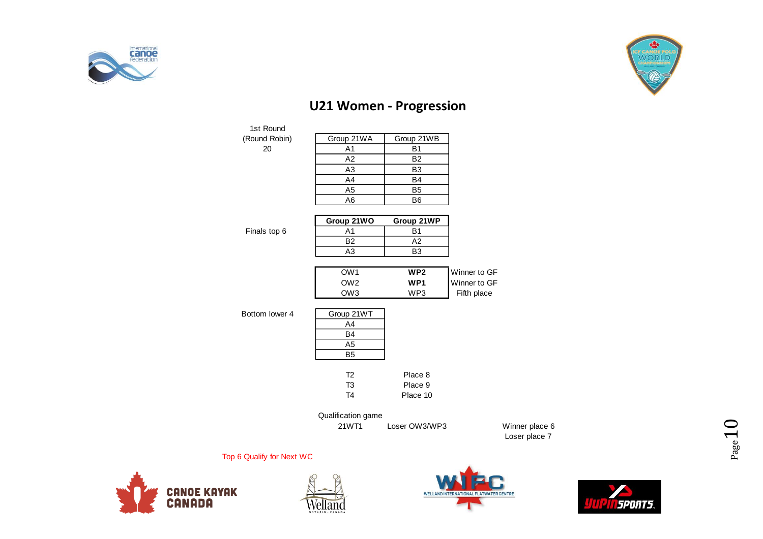## U21 Women - Progression

1st Round (Round Robin) 20

| Group 21WA | Group 21WB |
|---|---|
| A1 | B1 |
| A2 | B2 |
| A3 | B3 |
| A4 | B4 |
| A5 | B5 |
| A6 | B6 |

Finals top 6

| **Group 21WO** | **Group 21WP** |
|---|---|
| A1 | B1 |
| B2 | A2 |
| A3 | B3 |

| | | |
|---|---|---|
| OW1 | **WP2** | Winner to GF |
| OW2 | **WP1** | Winner to GF |
| OW3 | WP3 | Fifth place |

Bottom lower 4

| Group 21WT |
|---|
| A4 |
| B4 |
| A5 |
| B5 |

| | |
|---|---|
| T2 | Place 8 |
| T3 | Place 9 |
| T4 | Place 10 |

Qualification game

| | | |
|---|---|---|
| 21WT1 | Loser OW3/WP3 | Winner place 6<br>Loser place 7 |

Top 6 Qualify for Next WC